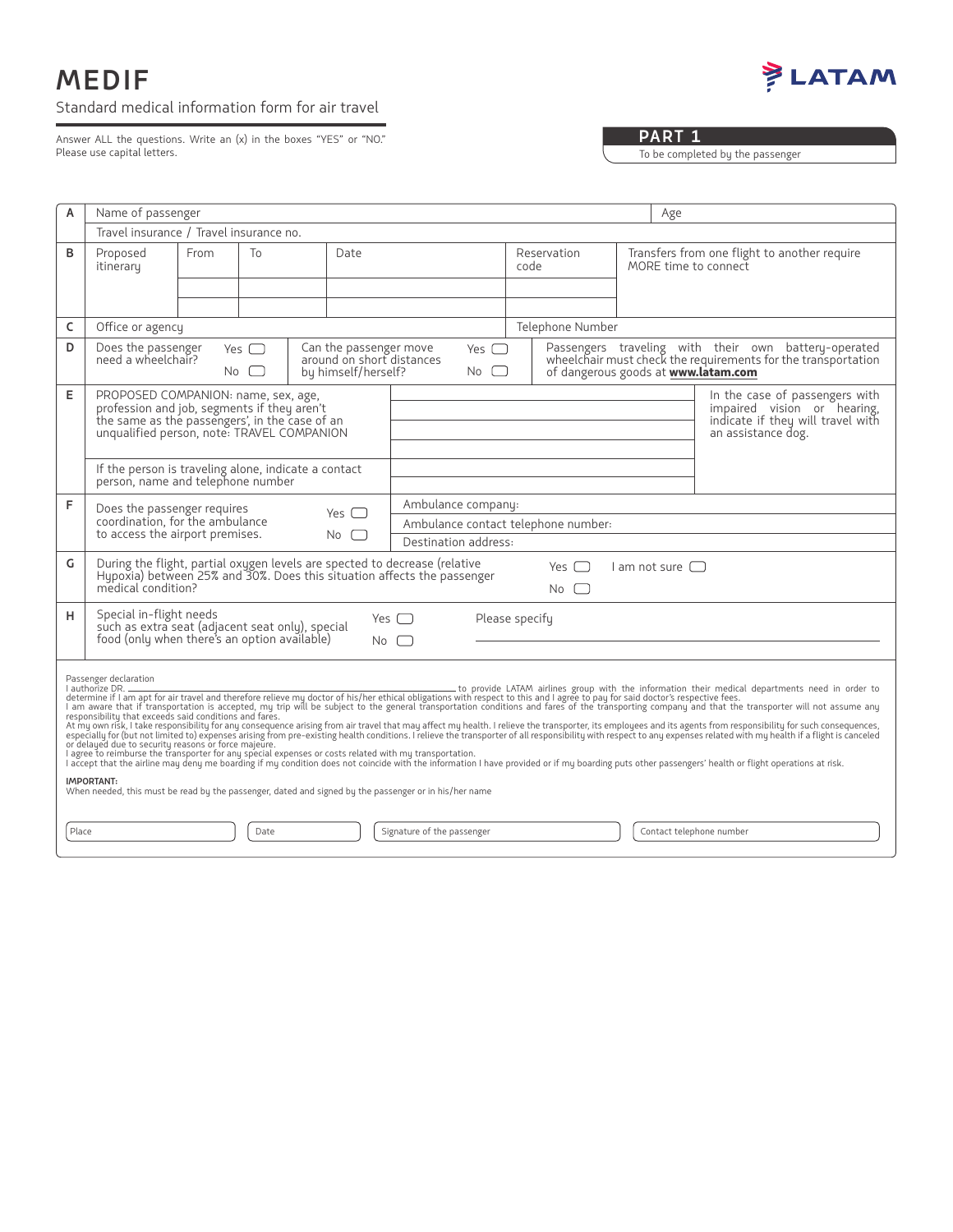# MEDIF

Standard medical information form for air travel

LATAM

Answer ALL the questions. Write an (x) in the boxes "YES" or "NO."
Please use capital letters.

**PART 1**
To be completed by the passenger

| | | | | | | |
|---|---|---|---|---|---|---|
| A | Name of passenger | | | | Age | |
| | Travel insurance / Travel insurance no. | | | | | |
| B | Proposed itinerary | From | To | Date | Reservation code | Transfers from one flight to another require MORE time to connect |
| | | | | | | |
| | | | | | | |
| C | Office or agency | | | | Telephone Number | |
| D | Does the passenger need a wheelchair? Yes ☐ No ☐ | Can the passenger move around on short distances by himself/herself? Yes ☐ No ☐ | | | Passengers traveling with their own battery-operated wheelchair must check the requirements for the transportation of dangerous goods at **www.latam.com** | |
| E | PROPOSED COMPANION: name, sex, age, profession and job, segments if they aren't the same as the passengers', in the case of an unqualified person, note: TRAVEL COMPANION | | | | In the case of passengers with impaired vision or hearing, indicate if they will travel with an assistance dog. | |
| | If the person is traveling alone, indicate a contact person, name and telephone number | | | | | |
| F | Does the passenger requires coordination, for the ambulance to access the airport premises. Yes ☐ No ☐ | Ambulance company: | | | | |
| | | Ambulance contact telephone number: | | | | |
| | | Destination address: | | | | |
| G | During the flight, partial oxygen levels are spected to decrease (relative Hypoxia) between 25% and 30%. Does this situation affects the passenger medical condition? | Yes ☐ No ☐ | I am not sure ☐ | | | |
| H | Special in-flight needs such as extra seat (adjacent seat only), special food (only when there's an option available) | Yes ☐ No ☐ | Please specify | | | |

Passenger declaration

I authorize DR. ______________________________ to provide LATAM airlines group with the information their medical departments need in order to determine if I am apt for air travel and therefore relieve my doctor of his/her ethical obligations with respect to this and I agree to pay for said doctor's respective fees.
I am aware that if transportation is accepted, my trip will be subject to the general transportation conditions and fares of the transporting company and that the transporter will not assume any responsibility that exceeds said conditions and fares.
At my own risk, I take responsibility for any consequence arising from air travel that may affect my health. I relieve the transporter, its employees and its agents from responsibility for such consequences, especially for (but not limited to) expenses arising from pre-existing health conditions. I relieve the transporter of all responsibility with respect to any expenses related with my health if a flight is canceled or delayed due to security reasons or force majeure.
I agree to reimburse the transporter for any special expenses or costs related with my transportation.
I accept that the airline may deny me boarding if my condition does not coincide with the information I have provided or if my boarding puts other passengers' health or flight operations at risk.

**IMPORTANT:**
When needed, this must be read by the passenger, dated and signed by the passenger or in his/her name

| Place | Date | Signature of the passenger | Contact telephone number |
|---|---|---|---|
| | | | |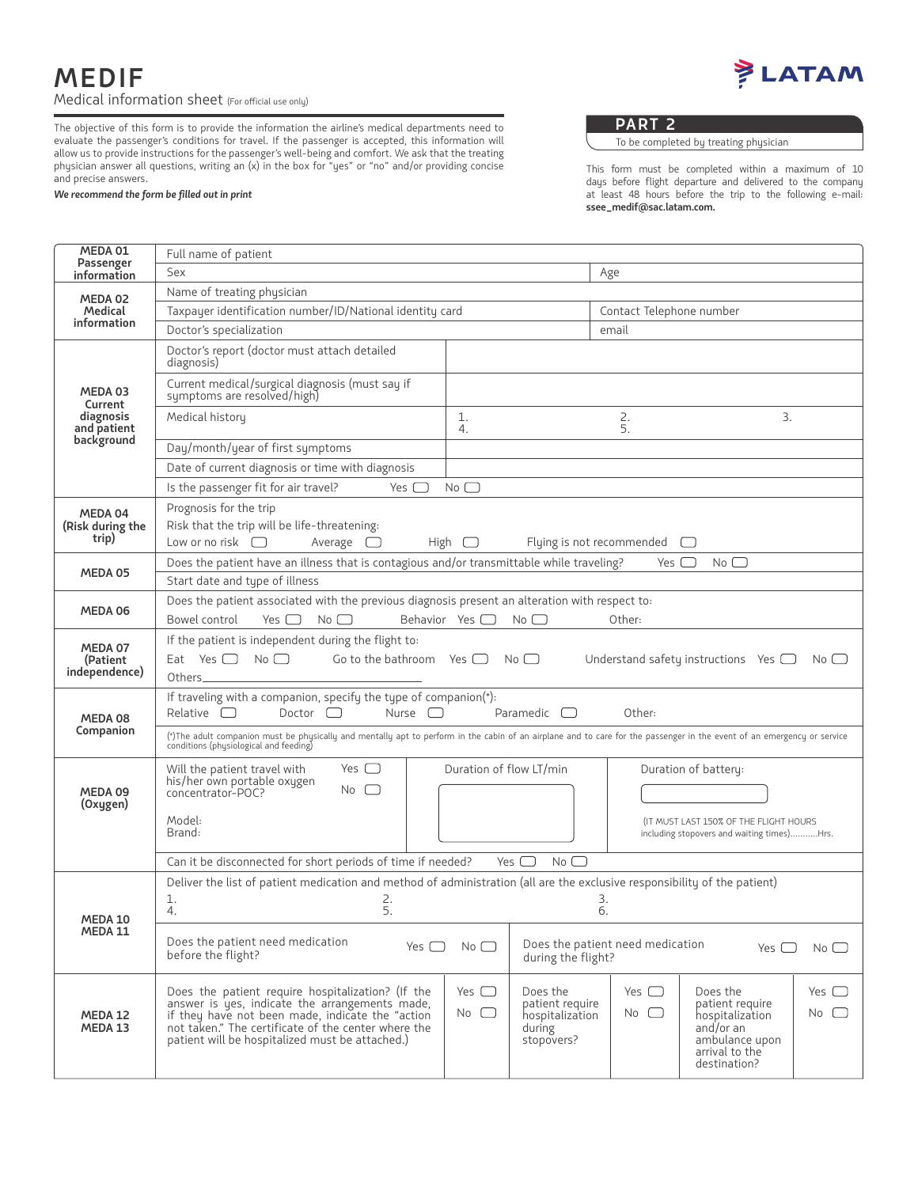# MEDIF

Medical information sheet (For official use only)

LATAM

The objective of this form is to provide the information the airline's medical departments need to evaluate the passenger's conditions for travel. If the passenger is accepted, this information will allow us to provide instructions for the passenger's well-being and comfort. We ask that the treating physician answer all questions, writing an (x) in the box for "yes" or "no" and/or providing concise and precise answers.

***We recommend the form be filled out in print***

## PART 2

To be completed by treating physician

This form must be completed within a maximum of 10 days before flight departure and delivered to the company at least 48 hours before the trip to the following e-mail: **ssee_medif@sac.latam.com.**

| | | |
|---|---|---|
| **MEDA 01 Passenger information** | Full name of patient | |
| | Sex | Age |
| **MEDA 02 Medical information** | Name of treating physician | |
| | Taxpayer identification number/ID/National identity card | Contact Telephone number |
| | Doctor's specialization | email |

| | | |
|---|---|---|
| **MEDA 03 Current diagnosis and patient background** | Doctor's report (doctor must attach detailed diagnosis) | |
| | Current medical/surgical diagnosis (must say if symptoms are resolved/high) | |
| | Medical history | 1. 2. 3. 4. 5. |
| | Day/month/year of first symptoms | |
| | Date of current diagnosis or time with diagnosis | |
| | Is the passenger fit for air travel? Yes ☐ No ☐ | |

| | |
|---|---|
| **MEDA 04 (Risk during the trip)** | Prognosis for the trip<br>Risk that the trip will be life-threatening:<br>Low or no risk ☐ Average ☐ High ☐ Flying is not recommended ☐ |
| **MEDA 05** | Does the patient have an illness that is contagious and/or transmittable while traveling? Yes ☐ No ☐ |
| | Start date and type of illness |
| **MEDA 06** | Does the patient associated with the previous diagnosis present an alteration with respect to:<br>Bowel control Yes ☐ No ☐ Behavior Yes ☐ No ☐ Other: |
| **MEDA 07 (Patient independence)** | If the patient is independent during the flight to:<br>Eat Yes ☐ No ☐ Go to the bathroom Yes ☐ No ☐ Understand safety instructions Yes ☐ No ☐<br>Others\_\_\_\_\_\_\_\_\_\_\_\_\_\_\_\_\_\_\_\_\_\_\_\_ |
| **MEDA 08 Companion** | If traveling with a companion, specify the type of companion(*):<br>Relative ☐ Doctor ☐ Nurse ☐ Paramedic ☐ Other: |
| | (*)The adult companion must be physically and mentally apt to perform in the cabin of an airplane and to care for the passenger in the event of an emergency or service conditions (physiological and feeding) |

| | | | |
|---|---|---|---|
| **MEDA 09 (Oxygen)** | Will the patient travel with his/her own portable oxygen concentrator-POC? Yes ☐ No ☐<br><br>Model:<br>Brand: | Duration of flow LT/min | Duration of battery:<br><br>(IT MUST LAST 150% OF THE FLIGHT HOURS including stopovers and waiting times)..........Hrs. |
| | Can it be disconnected for short periods of time if needed? Yes ☐ No ☐ | | |

| | | | | |
|---|---|---|---|---|
| **MEDA 10 MEDA 11** | Deliver the list of patient medication and method of administration (all are the exclusive responsibility of the patient)<br>1. 2. 3.<br>4. 5. 6. | | | |
| | Does the patient need medication before the flight? | Yes ☐ No ☐ | Does the patient need medication during the flight? | Yes ☐ No ☐ |

| | | | | | | |
|---|---|---|---|---|---|---|
| **MEDA 12 MEDA 13** | Does the patient require hospitalization? (If the answer is yes, indicate the arrangements made, if they have not been made, indicate the "action not taken." The certificate of the center where the patient will be hospitalized must be attached.) | Yes ☐ No ☐ | Does the patient require hospitalization during stopovers? | Yes ☐ No ☐ | Does the patient require hospitalization and/or an ambulance upon arrival to the destination? | Yes ☐ No ☐ |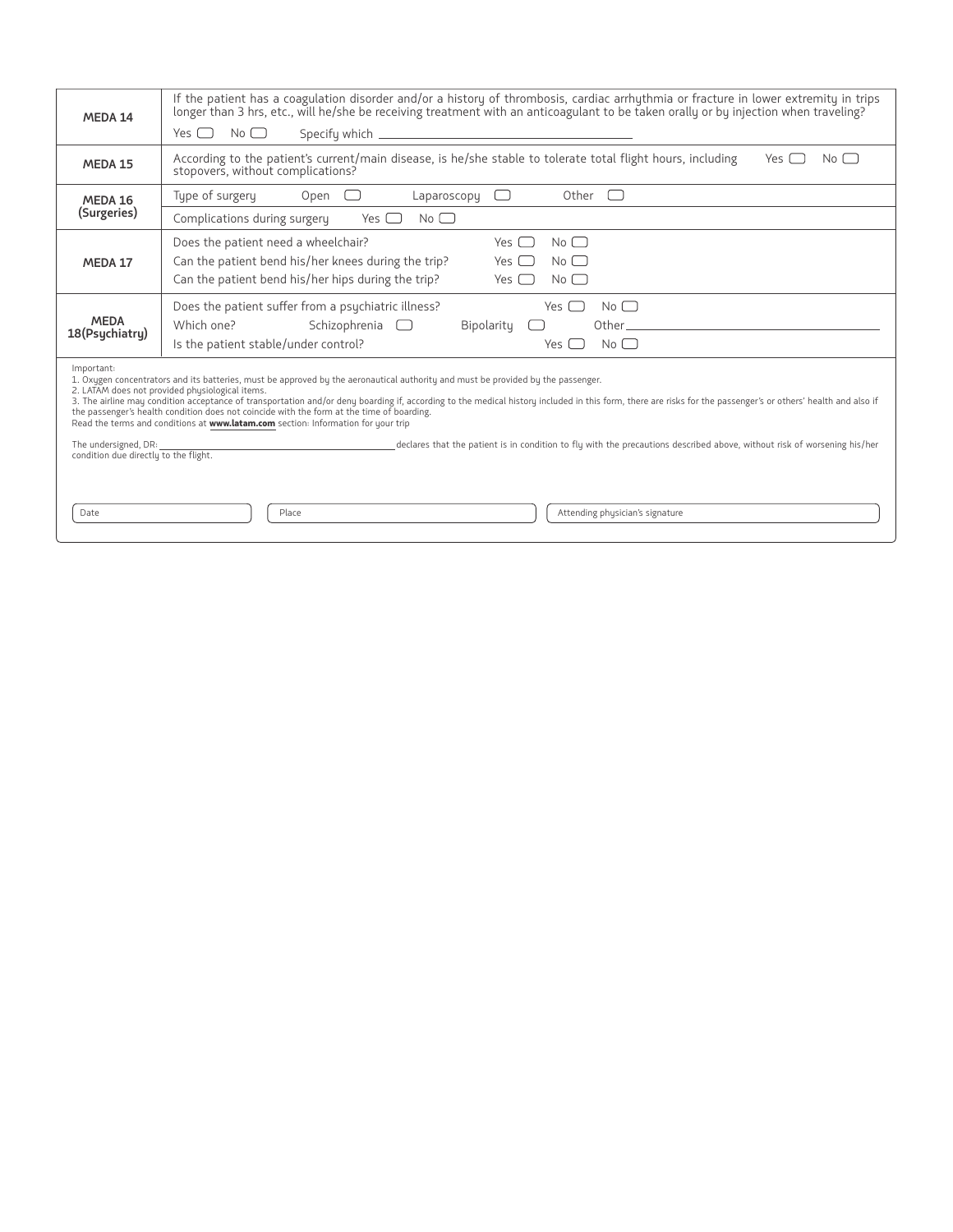| | |
|---|---|
| **MEDA 14** | If the patient has a coagulation disorder and/or a history of thrombosis, cardiac arrhythmia or fracture in lower extremity in trips longer than 3 hrs, etc., will he/she be receiving treatment with an anticoagulant to be taken orally or by injection when traveling?<br>Yes ☐ No ☐ Specify which ___ |
| **MEDA 15** | According to the patient's current/main disease, is he/she stable to tolerate total flight hours, including stopovers, without complications? Yes ☐ No ☐ |
| **MEDA 16 (Surgeries)** | Type of surgery Open ☐ Laparoscopy ☐ Other ☐<br>Complications during surgery Yes ☐ No ☐ |
| **MEDA 17** | Does the patient need a wheelchair? Yes ☐ No ☐<br>Can the patient bend his/her knees during the trip? Yes ☐ No ☐<br>Can the patient bend his/her hips during the trip? Yes ☐ No ☐ |
| **MEDA 18(Psychiatry)** | Does the patient suffer from a psychiatric illness? Yes ☐ No ☐<br>Which one? Schizophrenia ☐ Bipolarity ☐ Other___<br>Is the patient stable/under control? Yes ☐ No ☐ |

Important:

1. Oxygen concentrators and its batteries, must be approved by the aeronautical authority and must be provided by the passenger.
2. LATAM does not provided physiological items.
3. The airline may condition acceptance of transportation and/or deny boarding if, according to the medical history included in this form, there are risks for the passenger's or others' health and also if the passenger's health condition does not coincide with the form at the time of boarding.

Read the terms and conditions at **www.latam.com** section: Information for your trip

The undersigned, DR: ___ declares that the patient is in condition to fly with the precautions described above, without risk of worsening his/her condition due directly to the flight.

| Date | Place | Attending physician's signature |
|---|---|---|
| | | |